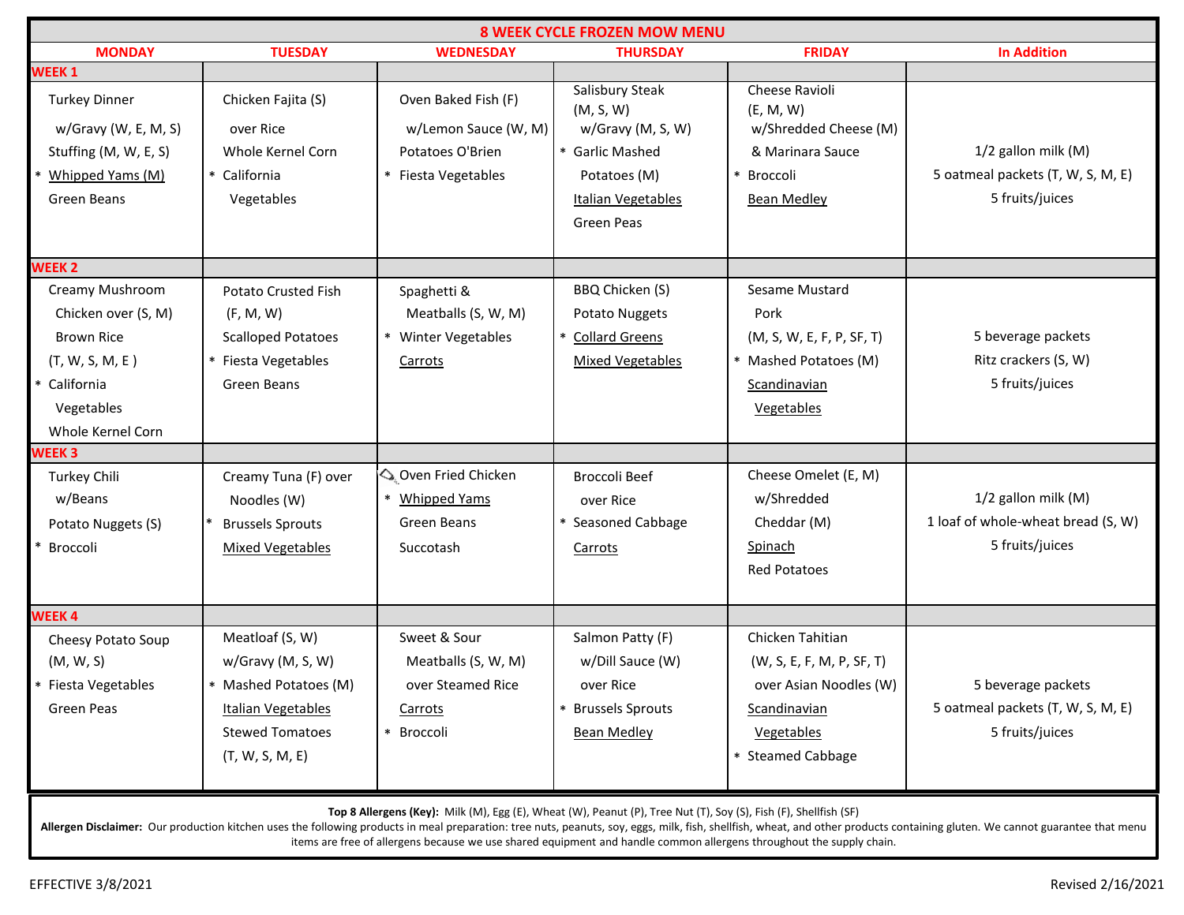# 8 WEEK CYCLE FROZEN MOW MENU

| | MONDAY | TUESDAY | WEDNESDAY | THURSDAY | FRIDAY | In Addition |
|---|---|---|---|---|---|---|
| **WEEK 1** | Turkey Dinner w/Gravy (W, E, M, S)<br>Stuffing (M, W, E, S)<br>* <u>Whipped Yams (M)</u><br>Green Beans | Chicken Fajita (S) over Rice<br>Whole Kernel Corn<br>* California Vegetables | Oven Baked Fish (F) w/Lemon Sauce (W, M)<br>Potatoes O'Brien<br>* Fiesta Vegetables | Salisbury Steak (M, S, W) w/Gravy (M, S, W)<br>* Garlic Mashed Potatoes (M)<br><u>Italian Vegetables</u><br>Green Peas | Cheese Ravioli (E, M, W) w/Shredded Cheese (M) & Marinara Sauce<br>* Broccoli<br><u>Bean Medley</u> | 1/2 gallon milk (M)<br>5 oatmeal packets (T, W, S, M, E)<br>5 fruits/juices |
| **WEEK 2** | Creamy Mushroom Chicken over (S, M) Brown Rice (T, W, S, M, E )<br>* California Vegetables<br>Whole Kernel Corn | Potato Crusted Fish (F, M, W)<br>Scalloped Potatoes<br>* Fiesta Vegetables<br>Green Beans | Spaghetti & Meatballs (S, W, M)<br>* Winter Vegetables<br><u>Carrots</u> | BBQ Chicken (S)<br>Potato Nuggets<br>* <u>Collard Greens</u><br><u>Mixed Vegetables</u> | Sesame Mustard Pork (M, S, W, E, F, P, SF, T)<br>* Mashed Potatoes (M)<br><u>Scandinavian Vegetables</u> | 5 beverage packets<br>Ritz crackers (S, W)<br>5 fruits/juices |
| **WEEK 3** | Turkey Chili w/Beans<br>Potato Nuggets (S)<br>* Broccoli | Creamy Tuna (F) over Noodles (W)<br>* Brussels Sprouts<br><u>Mixed Vegetables</u> | Oven Fried Chicken<br>* <u>Whipped Yams</u><br>Green Beans<br>Succotash | Broccoli Beef over Rice<br>* Seasoned Cabbage<br><u>Carrots</u> | Cheese Omelet (E, M) w/Shredded Cheddar (M)<br><u>Spinach</u><br>Red Potatoes | 1/2 gallon milk (M)<br>1 loaf of whole-wheat bread (S, W)<br>5 fruits/juices |
| **WEEK 4** | Cheesy Potato Soup (M, W, S)<br>* Fiesta Vegetables<br>Green Peas | Meatloaf (S, W) w/Gravy (M, S, W)<br>* Mashed Potatoes (M)<br><u>Italian Vegetables</u><br>Stewed Tomatoes (T, W, S, M, E) | Sweet & Sour Meatballs (S, W, M) over Steamed Rice<br><u>Carrots</u><br>* Broccoli | Salmon Patty (F) w/Dill Sauce (W) over Rice<br>* Brussels Sprouts<br><u>Bean Medley</u> | Chicken Tahitian (W, S, E, F, M, P, SF, T) over Asian Noodles (W)<br><u>Scandinavian Vegetables</u><br>* Steamed Cabbage | 5 beverage packets<br>5 oatmeal packets (T, W, S, M, E)<br>5 fruits/juices |

**Top 8 Allergens (Key):** Milk (M), Egg (E), Wheat (W), Peanut (P), Tree Nut (T), Soy (S), Fish (F), Shellfish (SF)

**Allergen Disclaimer:** Our production kitchen uses the following products in meal preparation: tree nuts, peanuts, soy, eggs, milk, fish, shellfish, wheat, and other products containing gluten. We cannot guarantee that menu items are free of allergens because we use shared equipment and handle common allergens throughout the supply chain.

EFFECTIVE 3/8/2021

Revised 2/16/2021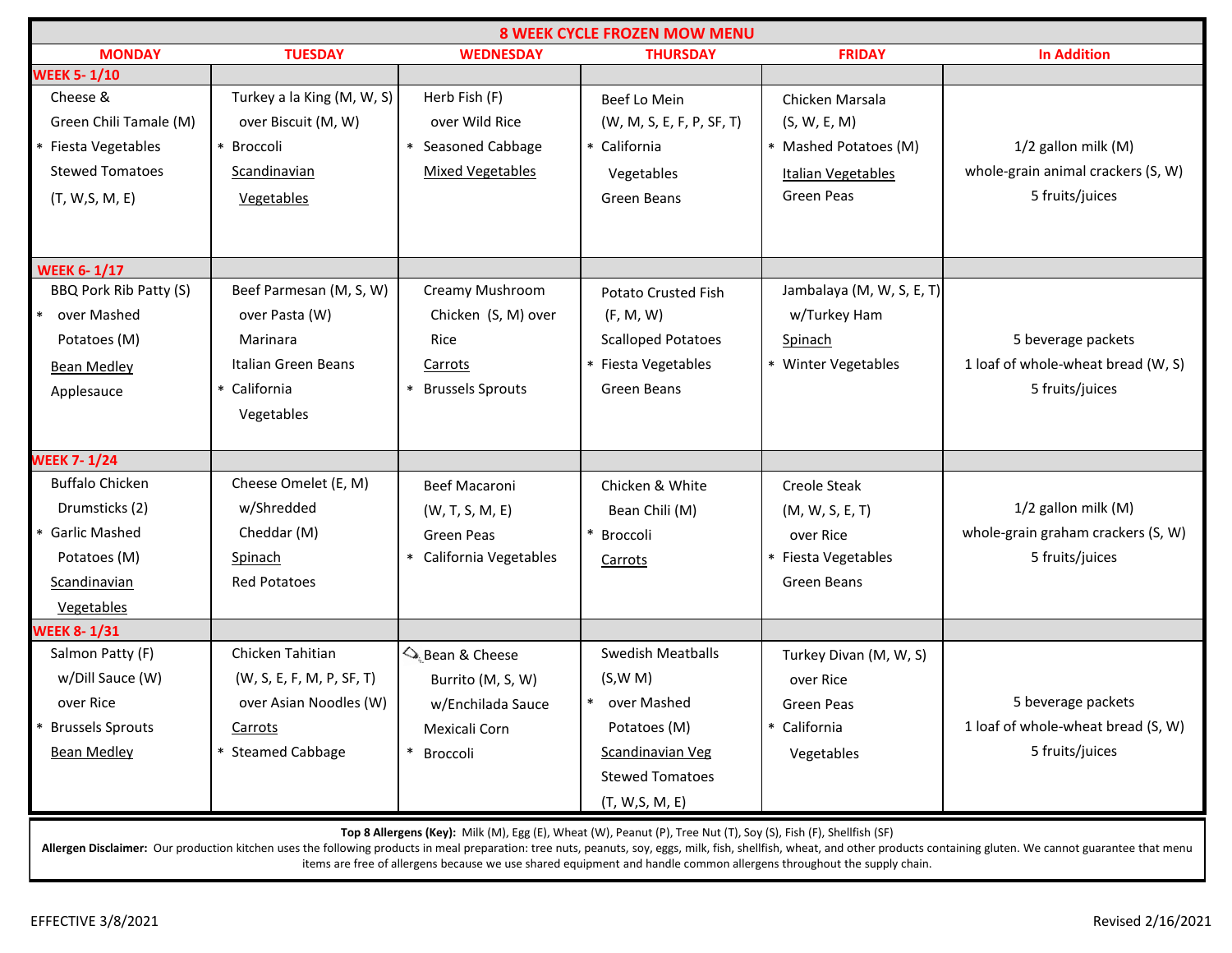# 8 WEEK CYCLE FROZEN MOW MENU

| MONDAY | TUESDAY | WEDNESDAY | THURSDAY | FRIDAY | In Addition |
|---|---|---|---|---|---|
| **WEEK 5- 1/10** | | | | | |
| Cheese & Green Chili Tamale (M)<br>* Fiesta Vegetables<br>Stewed Tomatoes (T, W,S, M, E) | Turkey a la King (M, W, S) over Biscuit (M, W)<br>* Broccoli<br>Scandinavian Vegetables | Herb Fish (F) over Wild Rice<br>* Seasoned Cabbage<br>Mixed Vegetables | Beef Lo Mein (W, M, S, E, F, P, SF, T)<br>* California Vegetables<br>Green Beans | Chicken Marsala (S, W, E, M)<br>* Mashed Potatoes (M)<br>Italian Vegetables<br>Green Peas | 1/2 gallon milk (M)<br>whole-grain animal crackers (S, W)<br>5 fruits/juices |
| **WEEK 6- 1/17** | | | | | |
| BBQ Pork Rib Patty (S)<br>* over Mashed Potatoes (M)<br>Bean Medley<br>Applesauce | Beef Parmesan (M, S, W) over Pasta (W)<br>Marinara<br>Italian Green Beans<br>* California Vegetables | Creamy Mushroom Chicken (S, M) over Rice<br>Carrots<br>* Brussels Sprouts | Potato Crusted Fish (F, M, W)<br>Scalloped Potatoes<br>* Fiesta Vegetables<br>Green Beans | Jambalaya (M, W, S, E, T) w/Turkey Ham<br>Spinach<br>* Winter Vegetables | 5 beverage packets<br>1 loaf of whole-wheat bread (W, S)<br>5 fruits/juices |
| **WEEK 7- 1/24** | | | | | |
| Buffalo Chicken Drumsticks (2)<br>* Garlic Mashed Potatoes (M)<br>Scandinavian Vegetables | Cheese Omelet (E, M) w/Shredded Cheddar (M)<br>Spinach<br>Red Potatoes | Beef Macaroni (W, T, S, M, E)<br>Green Peas<br>* California Vegetables | Chicken & White Bean Chili (M)<br>* Broccoli<br>Carrots | Creole Steak (M, W, S, E, T) over Rice<br>* Fiesta Vegetables<br>Green Beans | 1/2 gallon milk (M)<br>whole-grain graham crackers (S, W)<br>5 fruits/juices |
| **WEEK 8- 1/31** | | | | | |
| Salmon Patty (F) w/Dill Sauce (W) over Rice<br>* Brussels Sprouts<br>Bean Medley | Chicken Tahitian (W, S, E, F, M, P, SF, T) over Asian Noodles (W)<br>Carrots<br>* Steamed Cabbage | Bean & Cheese Burrito (M, S, W) w/Enchilada Sauce<br>Mexicali Corn<br>* Broccoli | Swedish Meatballs (S,W M)<br>* over Mashed Potatoes (M)<br>Scandinavian Veg<br>Stewed Tomatoes (T, W,S, M, E) | Turkey Divan (M, W, S) over Rice<br>Green Peas<br>* California Vegetables | 5 beverage packets<br>1 loaf of whole-wheat bread (S, W)<br>5 fruits/juices |

**Top 8 Allergens (Key):** Milk (M), Egg (E), Wheat (W), Peanut (P), Tree Nut (T), Soy (S), Fish (F), Shellfish (SF)

**Allergen Disclaimer:** Our production kitchen uses the following products in meal preparation: tree nuts, peanuts, soy, eggs, milk, fish, shellfish, wheat, and other products containing gluten. We cannot guarantee that menu items are free of allergens because we use shared equipment and handle common allergens throughout the supply chain.

EFFECTIVE 3/8/2021

Revised 2/16/2021